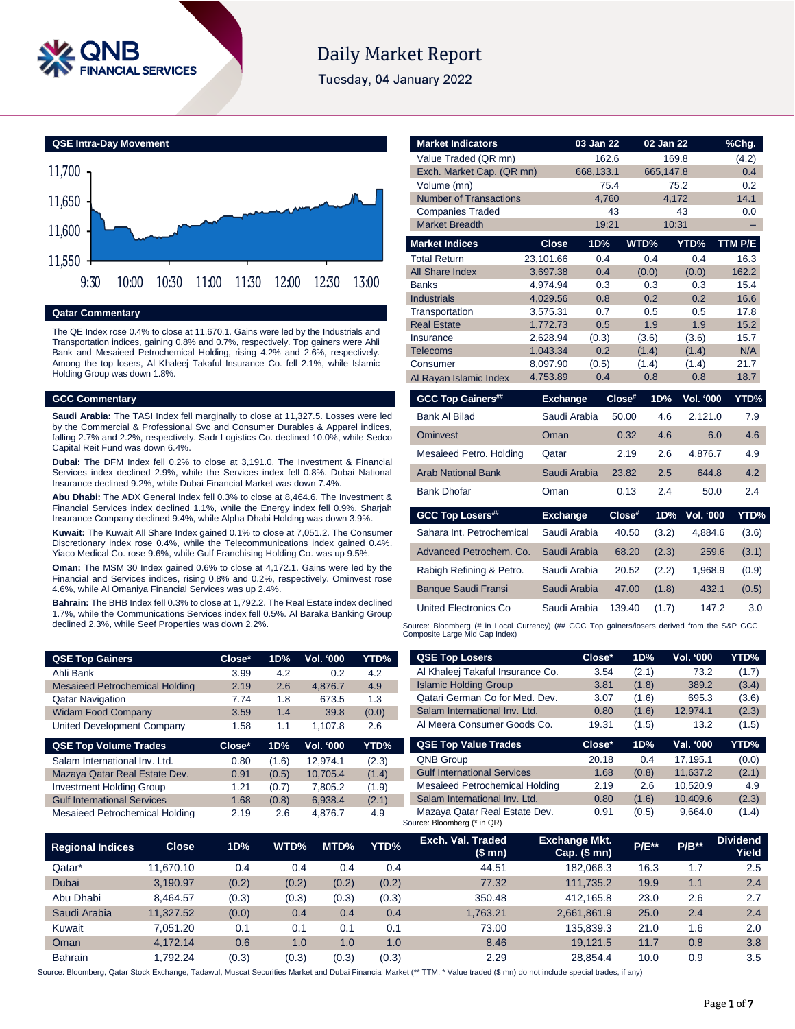# Daily Market Report

Tuesday, 04 January 2022

## QSE Intra-Day Movement

## Qatar Commentary

The QE Index rose 0.4% to close at 11,670.1. Gains were led by the Industrials and Transportation indices, gaining 0.8% and 0.7%, respectively. Top gainers were Ahli Bank and Mesaieed Petrochemical Holding, rising 4.2% and 2.6%, respectively. Among the top losers, Al Khaleej Takaful Insurance Co. fell 2.1%, while Islamic Holding Group was down 1.8%.

## GCC Commentary

**Saudi Arabia:** The TASI Index fell marginally to close at 11,327.5. Losses were led by the Commercial & Professional Svc and Consumer Durables & Apparel indices, falling 2.7% and 2.2%, respectively. Sadr Logistics Co. declined 10.0%, while Sedco Capital Reit Fund was down 6.4%.

**Dubai:** The DFM Index fell 0.2% to close at 3,191.0. The Investment & Financial Services index declined 2.9%, while the Services index fell 0.8%. Dubai National Insurance declined 9.2%, while Dubai Financial Market was down 7.4%.

**Abu Dhabi:** The ADX General Index fell 0.3% to close at 8,464.6. The Investment & Financial Services index declined 1.1%, while the Energy index fell 0.9%. Sharjah Insurance Company declined 9.4%, while Alpha Dhabi Holding was down 3.9%.

**Kuwait:** The Kuwait All Share Index gained 0.1% to close at 7,051.2. The Consumer Discretionary index rose 0.4%, while the Telecommunications index gained 0.4%. Yiaco Medical Co. rose 9.6%, while Gulf Franchising Holding Co. was up 9.5%.

**Oman:** The MSM 30 Index gained 0.6% to close at 4,172.1. Gains were led by the Financial and Services indices, rising 0.8% and 0.2%, respectively. Ominvest rose 4.6%, while Al Omaniya Financial Services was up 2.4%.

**Bahrain:** The BHB Index fell 0.3% to close at 1,792.2. The Real Estate index declined 1.7%, while the Communications Services index fell 0.5%. Al Baraka Banking Group declined 2.3%, while Seef Properties was down 2.2%.

| Market Indicators | 03 Jan 22 | 02 Jan 22 | %Chg. |
|---|---|---|---|
| Value Traded (QR mn) | 162.6 | 169.8 | (4.2) |
| Exch. Market Cap. (QR mn) | 668,133.1 | 665,147.8 | 0.4 |
| Volume (mn) | 75.4 | 75.2 | 0.2 |
| Number of Transactions | 4,760 | 4,172 | 14.1 |
| Companies Traded | 43 | 43 | 0.0 |
| Market Breadth | 19:21 | 10:31 | – |

| Market Indices | Close | 1D% | WTD% | YTD% | TTM P/E |
|---|---|---|---|---|---|
| Total Return | 23,101.66 | 0.4 | 0.4 | 0.4 | 16.3 |
| All Share Index | 3,697.38 | 0.4 | (0.0) | (0.0) | 162.2 |
| Banks | 4,974.94 | 0.3 | 0.3 | 0.3 | 15.4 |
| Industrials | 4,029.56 | 0.8 | 0.2 | 0.2 | 16.6 |
| Transportation | 3,575.31 | 0.7 | 0.5 | 0.5 | 17.8 |
| Real Estate | 1,772.73 | 0.5 | 1.9 | 1.9 | 15.2 |
| Insurance | 2,628.94 | (0.3) | (3.6) | (3.6) | 15.7 |
| Telecoms | 1,043.34 | 0.2 | (1.4) | (1.4) | N/A |
| Consumer | 8,097.90 | (0.5) | (1.4) | (1.4) | 21.7 |
| Al Rayan Islamic Index | 4,753.89 | 0.4 | 0.8 | 0.8 | 18.7 |

| GCC Top Gainers## | Exchange | Close# | 1D% | Vol. '000 | YTD% |
|---|---|---|---|---|---|
| Bank Al Bilad | Saudi Arabia | 50.00 | 4.6 | 2,121.0 | 7.9 |
| Ominvest | Oman | 0.32 | 4.6 | 6.0 | 4.6 |
| Mesaieed Petro. Holding | Qatar | 2.19 | 2.6 | 4,876.7 | 4.9 |
| Arab National Bank | Saudi Arabia | 23.82 | 2.5 | 644.8 | 4.2 |
| Bank Dhofar | Oman | 0.13 | 2.4 | 50.0 | 2.4 |

| GCC Top Losers## | Exchange | Close# | 1D% | Vol. '000 | YTD% |
|---|---|---|---|---|---|
| Sahara Int. Petrochemical | Saudi Arabia | 40.50 | (3.2) | 4,884.6 | (3.6) |
| Advanced Petrochem. Co. | Saudi Arabia | 68.20 | (2.3) | 259.6 | (3.1) |
| Rabigh Refining & Petro. | Saudi Arabia | 20.52 | (2.2) | 1,968.9 | (0.9) |
| Banque Saudi Fransi | Saudi Arabia | 47.00 | (1.8) | 432.1 | (0.5) |
| United Electronics Co | Saudi Arabia | 139.40 | (1.7) | 147.2 | 3.0 |

Source: Bloomberg (# in Local Currency) (## GCC Top gainers/losers derived from the S&P GCC Composite Large Mid Cap Index)

| QSE Top Gainers | Close* | 1D% | Vol. '000 | YTD% |
|---|---|---|---|---|
| Ahli Bank | 3.99 | 4.2 | 0.2 | 4.2 |
| Mesaieed Petrochemical Holding | 2.19 | 2.6 | 4,876.7 | 4.9 |
| Qatar Navigation | 7.74 | 1.8 | 673.5 | 1.3 |
| Widam Food Company | 3.59 | 1.4 | 39.8 | (0.0) |
| United Development Company | 1.58 | 1.1 | 1,107.8 | 2.6 |

| QSE Top Volume Trades | Close* | 1D% | Vol. '000 | YTD% |
|---|---|---|---|---|
| Salam International Inv. Ltd. | 0.80 | (1.6) | 12,974.1 | (2.3) |
| Mazaya Qatar Real Estate Dev. | 0.91 | (0.5) | 10,705.4 | (1.4) |
| Investment Holding Group | 1.21 | (0.7) | 7,805.2 | (1.9) |
| Gulf International Services | 1.68 | (0.8) | 6,938.4 | (2.1) |
| Mesaieed Petrochemical Holding | 2.19 | 2.6 | 4,876.7 | 4.9 |

| QSE Top Losers | Close* | 1D% | Vol. '000 | YTD% |
|---|---|---|---|---|
| Al Khaleej Takaful Insurance Co. | 3.54 | (2.1) | 73.2 | (1.7) |
| Islamic Holding Group | 3.81 | (1.8) | 389.2 | (3.4) |
| Qatari German Co for Med. Dev. | 3.07 | (1.6) | 695.3 | (3.6) |
| Salam International Inv. Ltd. | 0.80 | (1.6) | 12,974.1 | (2.3) |
| Al Meera Consumer Goods Co. | 19.31 | (1.5) | 13.2 | (1.5) |

| QSE Top Value Trades | Close* | 1D% | Val. '000 | YTD% |
|---|---|---|---|---|
| QNB Group | 20.18 | 0.4 | 17,195.1 | (0.0) |
| Gulf International Services | 1.68 | (0.8) | 11,637.2 | (2.1) |
| Mesaieed Petrochemical Holding | 2.19 | 2.6 | 10,520.9 | 4.9 |
| Salam International Inv. Ltd. | 0.80 | (1.6) | 10,409.6 | (2.3) |
| Mazaya Qatar Real Estate Dev. | 0.91 | (0.5) | 9,664.0 | (1.4) |

Source: Bloomberg (* in QR)

| Regional Indices | Close | 1D% | WTD% | MTD% | YTD% | Exch. Val. Traded ($ mn) | Exchange Mkt. Cap. ($ mn) | P/E** | P/B** | Dividend Yield |
|---|---|---|---|---|---|---|---|---|---|---|
| Qatar* | 11,670.10 | 0.4 | 0.4 | 0.4 | 0.4 | 44.51 | 182,066.3 | 16.3 | 1.7 | 2.5 |
| Dubai | 3,190.97 | (0.2) | (0.2) | (0.2) | (0.2) | 77.32 | 111,735.2 | 19.9 | 1.1 | 2.4 |
| Abu Dhabi | 8,464.57 | (0.3) | (0.3) | (0.3) | (0.3) | 350.48 | 412,165.8 | 23.0 | 2.6 | 2.7 |
| Saudi Arabia | 11,327.52 | (0.0) | 0.4 | 0.4 | 0.4 | 1,763.21 | 2,661,861.9 | 25.0 | 2.4 | 2.4 |
| Kuwait | 7,051.20 | 0.1 | 0.1 | 0.1 | 0.1 | 73.00 | 135,839.3 | 21.0 | 1.6 | 2.0 |
| Oman | 4,172.14 | 0.6 | 1.0 | 1.0 | 1.0 | 8.46 | 19,121.5 | 11.7 | 0.8 | 3.8 |
| Bahrain | 1,792.24 | (0.3) | (0.3) | (0.3) | (0.3) | 2.29 | 28,854.4 | 10.0 | 0.9 | 3.5 |

Source: Bloomberg, Qatar Stock Exchange, Tadawul, Muscat Securities Market and Dubai Financial Market (** TTM; * Value traded ($ mn) do not include special trades, if any)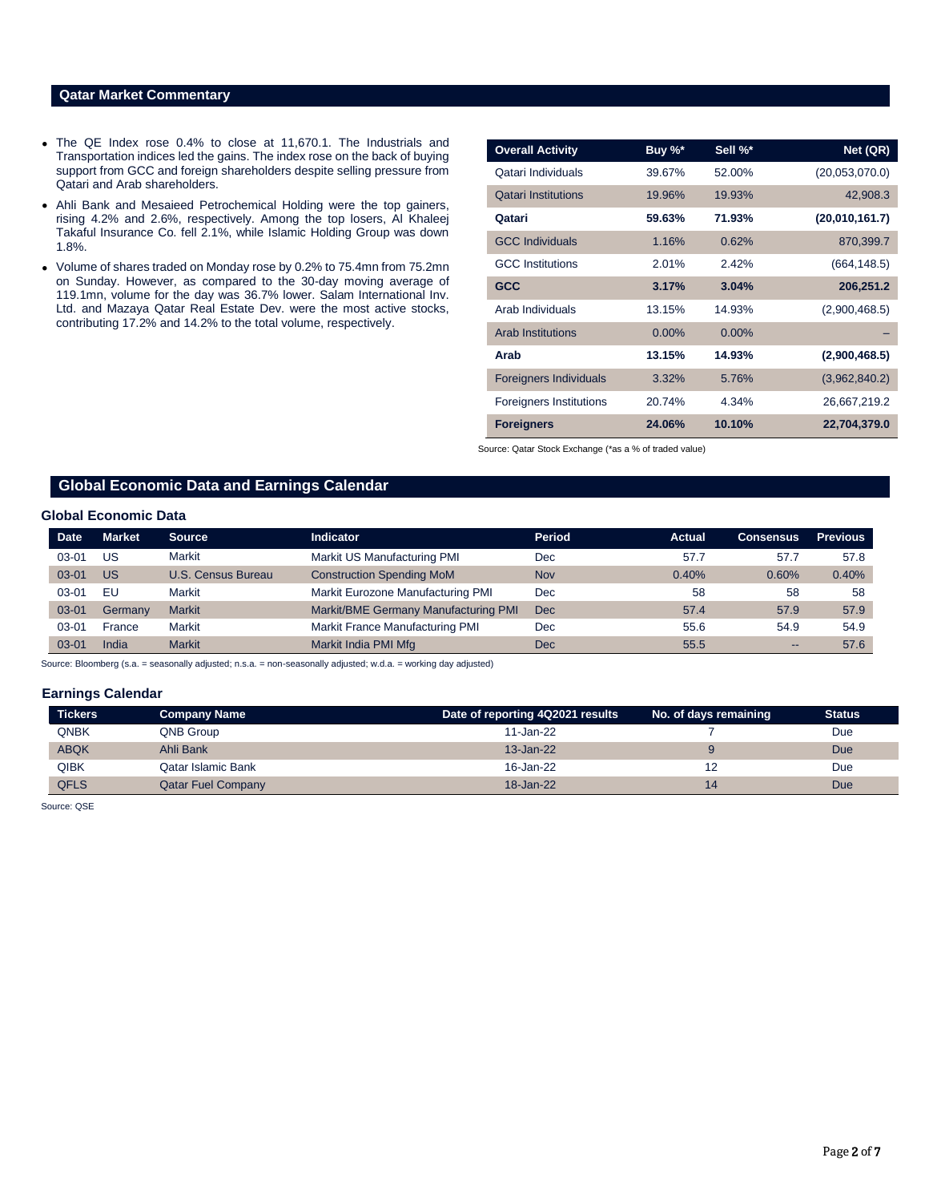## Qatar Market Commentary

- The QE Index rose 0.4% to close at 11,670.1. The Industrials and Transportation indices led the gains. The index rose on the back of buying support from GCC and foreign shareholders despite selling pressure from Qatari and Arab shareholders.
- Ahli Bank and Mesaieed Petrochemical Holding were the top gainers, rising 4.2% and 2.6%, respectively. Among the top losers, Al Khaleej Takaful Insurance Co. fell 2.1%, while Islamic Holding Group was down 1.8%.
- Volume of shares traded on Monday rose by 0.2% to 75.4mn from 75.2mn on Sunday. However, as compared to the 30-day moving average of 119.1mn, volume for the day was 36.7% lower. Salam International Inv. Ltd. and Mazaya Qatar Real Estate Dev. were the most active stocks, contributing 17.2% and 14.2% to the total volume, respectively.

| Overall Activity | Buy %* | Sell %* | Net (QR) |
|---|---|---|---|
| Qatari Individuals | 39.67% | 52.00% | (20,053,070.0) |
| Qatari Institutions | 19.96% | 19.93% | 42,908.3 |
| **Qatari** | **59.63%** | **71.93%** | **(20,010,161.7)** |
| GCC Individuals | 1.16% | 0.62% | 870,399.7 |
| GCC Institutions | 2.01% | 2.42% | (664,148.5) |
| **GCC** | **3.17%** | **3.04%** | **206,251.2** |
| Arab Individuals | 13.15% | 14.93% | (2,900,468.5) |
| Arab Institutions | 0.00% | 0.00% | – |
| **Arab** | **13.15%** | **14.93%** | **(2,900,468.5)** |
| Foreigners Individuals | 3.32% | 5.76% | (3,962,840.2) |
| Foreigners Institutions | 20.74% | 4.34% | 26,667,219.2 |
| **Foreigners** | **24.06%** | **10.10%** | **22,704,379.0** |

Source: Qatar Stock Exchange (*as a % of traded value)

## Global Economic Data and Earnings Calendar

### Global Economic Data

| Date | Market | Source | Indicator | Period | Actual | Consensus | Previous |
|---|---|---|---|---|---|---|---|
| 03-01 | US | Markit | Markit US Manufacturing PMI | Dec | 57.7 | 57.7 | 57.8 |
| 03-01 | US | U.S. Census Bureau | Construction Spending MoM | Nov | 0.40% | 0.60% | 0.40% |
| 03-01 | EU | Markit | Markit Eurozone Manufacturing PMI | Dec | 58 | 58 | 58 |
| 03-01 | Germany | Markit | Markit/BME Germany Manufacturing PMI | Dec | 57.4 | 57.9 | 57.9 |
| 03-01 | France | Markit | Markit France Manufacturing PMI | Dec | 55.6 | 54.9 | 54.9 |
| 03-01 | India | Markit | Markit India PMI Mfg | Dec | 55.5 | -- | 57.6 |

Source: Bloomberg (s.a. = seasonally adjusted; n.s.a. = non-seasonally adjusted; w.d.a. = working day adjusted)

### Earnings Calendar

| Tickers | Company Name | Date of reporting 4Q2021 results | No. of days remaining | Status |
|---|---|---|---|---|
| QNBK | QNB Group | 11-Jan-22 | 7 | Due |
| ABQK | Ahli Bank | 13-Jan-22 | 9 | Due |
| QIBK | Qatar Islamic Bank | 16-Jan-22 | 12 | Due |
| QFLS | Qatar Fuel Company | 18-Jan-22 | 14 | Due |

Source: QSE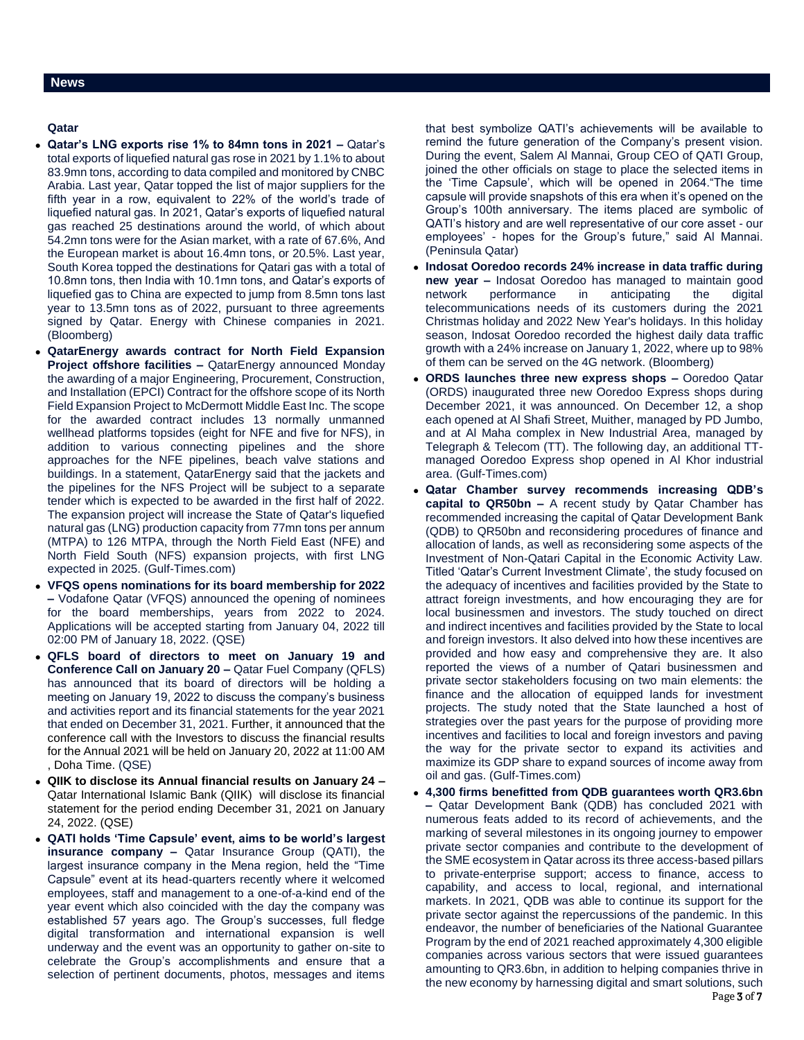## News

### Qatar

- **Qatar's LNG exports rise 1% to 84mn tons in 2021 –** Qatar's total exports of liquefied natural gas rose in 2021 by 1.1% to about 83.9mn tons, according to data compiled and monitored by CNBC Arabia. Last year, Qatar topped the list of major suppliers for the fifth year in a row, equivalent to 22% of the world's trade of liquefied natural gas. In 2021, Qatar's exports of liquefied natural gas reached 25 destinations around the world, of which about 54.2mn tons were for the Asian market, with a rate of 67.6%, And the European market is about 16.4mn tons, or 20.5%. Last year, South Korea topped the destinations for Qatari gas with a total of 10.8mn tons, then India with 10.1mn tons, and Qatar's exports of liquefied gas to China are expected to jump from 8.5mn tons last year to 13.5mn tons as of 2022, pursuant to three agreements signed by Qatar. Energy with Chinese companies in 2021. (Bloomberg)
- **QatarEnergy awards contract for North Field Expansion Project offshore facilities –** QatarEnergy announced Monday the awarding of a major Engineering, Procurement, Construction, and Installation (EPCI) Contract for the offshore scope of its North Field Expansion Project to McDermott Middle East Inc. The scope for the awarded contract includes 13 normally unmanned wellhead platforms topsides (eight for NFE and five for NFS), in addition to various connecting pipelines and the shore approaches for the NFE pipelines, beach valve stations and buildings. In a statement, QatarEnergy said that the jackets and the pipelines for the NFS Project will be subject to a separate tender which is expected to be awarded in the first half of 2022. The expansion project will increase the State of Qatar's liquefied natural gas (LNG) production capacity from 77mn tons per annum (MTPA) to 126 MTPA, through the North Field East (NFE) and North Field South (NFS) expansion projects, with first LNG expected in 2025. (Gulf-Times.com)
- **VFQS opens nominations for its board membership for 2022 –** Vodafone Qatar (VFQS) announced the opening of nominees for the board memberships, years from 2022 to 2024. Applications will be accepted starting from January 04, 2022 till 02:00 PM of January 18, 2022. (QSE)
- **QFLS board of directors to meet on January 19 and Conference Call on January 20 –** Qatar Fuel Company (QFLS) has announced that its board of directors will be holding a meeting on January 19, 2022 to discuss the company's business and activities report and its financial statements for the year 2021 that ended on December 31, 2021. Further, it announced that the conference call with the Investors to discuss the financial results for the Annual 2021 will be held on January 20, 2022 at 11:00 AM , Doha Time. (QSE)
- **QIIK to disclose its Annual financial results on January 24 –** Qatar International Islamic Bank (QIIK) will disclose its financial statement for the period ending December 31, 2021 on January 24, 2022. (QSE)
- **QATI holds 'Time Capsule' event, aims to be world's largest insurance company –** Qatar Insurance Group (QATI), the largest insurance company in the Mena region, held the "Time Capsule" event at its head-quarters recently where it welcomed employees, staff and management to a one-of-a-kind end of the year event which also coincided with the day the company was established 57 years ago. The Group's successes, full fledge digital transformation and international expansion is well underway and the event was an opportunity to gather on-site to celebrate the Group's accomplishments and ensure that a selection of pertinent documents, photos, messages and items that best symbolize QATI's achievements will be available to remind the future generation of the Company's present vision. During the event, Salem Al Mannai, Group CEO of QATI Group, joined the other officials on stage to place the selected items in the 'Time Capsule', which will be opened in 2064."The time capsule will provide snapshots of this era when it's opened on the Group's 100th anniversary. The items placed are symbolic of QATI's history and are well representative of our core asset - our employees' - hopes for the Group's future," said Al Mannai. (Peninsula Qatar)
- **Indosat Ooredoo records 24% increase in data traffic during new year –** Indosat Ooredoo has managed to maintain good network performance in anticipating the digital telecommunications needs of its customers during the 2021 Christmas holiday and 2022 New Year's holidays. In this holiday season, Indosat Ooredoo recorded the highest daily data traffic growth with a 24% increase on January 1, 2022, where up to 98% of them can be served on the 4G network. (Bloomberg)
- **ORDS launches three new express shops –** Ooredoo Qatar (ORDS) inaugurated three new Ooredoo Express shops during December 2021, it was announced. On December 12, a shop each opened at Al Shafi Street, Muither, managed by PD Jumbo, and at Al Maha complex in New Industrial Area, managed by Telegraph & Telecom (TT). The following day, an additional TT-managed Ooredoo Express shop opened in Al Khor industrial area. (Gulf-Times.com)
- **Qatar Chamber survey recommends increasing QDB's capital to QR50bn –** A recent study by Qatar Chamber has recommended increasing the capital of Qatar Development Bank (QDB) to QR50bn and reconsidering procedures of finance and allocation of lands, as well as reconsidering some aspects of the Investment of Non-Qatari Capital in the Economic Activity Law. Titled 'Qatar's Current Investment Climate', the study focused on the adequacy of incentives and facilities provided by the State to attract foreign investments, and how encouraging they are for local businessmen and investors. The study touched on direct and indirect incentives and facilities provided by the State to local and foreign investors. It also delved into how these incentives are provided and how easy and comprehensive they are. It also reported the views of a number of Qatari businessmen and private sector stakeholders focusing on two main elements: the finance and the allocation of equipped lands for investment projects. The study noted that the State launched a host of strategies over the past years for the purpose of providing more incentives and facilities to local and foreign investors and paving the way for the private sector to expand its activities and maximize its GDP share to expand sources of income away from oil and gas. (Gulf-Times.com)
- **4,300 firms benefitted from QDB guarantees worth QR3.6bn –** Qatar Development Bank (QDB) has concluded 2021 with numerous feats added to its record of achievements, and the marking of several milestones in its ongoing journey to empower private sector companies and contribute to the development of the SME ecosystem in Qatar across its three access-based pillars to private-enterprise support; access to finance, access to capability, and access to local, regional, and international markets. In 2021, QDB was able to continue its support for the private sector against the repercussions of the pandemic. In this endeavor, the number of beneficiaries of the National Guarantee Program by the end of 2021 reached approximately 4,300 eligible companies across various sectors that were issued guarantees amounting to QR3.6bn, in addition to helping companies thrive in the new economy by harnessing digital and smart solutions, such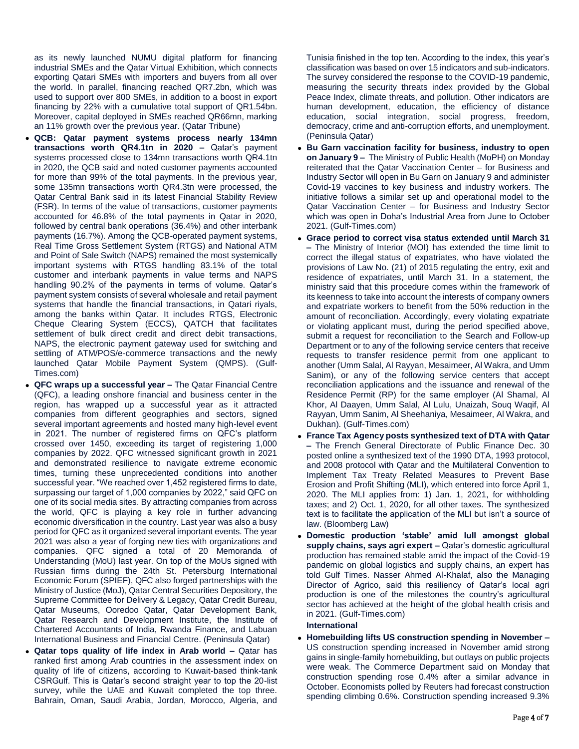as its newly launched NUMU digital platform for financing industrial SMEs and the Qatar Virtual Exhibition, which connects exporting Qatari SMEs with importers and buyers from all over the world. In parallel, financing reached QR7.2bn, which was used to support over 800 SMEs, in addition to a boost in export financing by 22% with a cumulative total support of QR1.54bn. Moreover, capital deployed in SMEs reached QR66mn, marking an 11% growth over the previous year. (Qatar Tribune)

- **QCB: Qatar payment systems process nearly 134mn transactions worth QR4.1tn in 2020 –** Qatar's payment systems processed close to 134mn transactions worth QR4.1tn in 2020, the QCB said and noted customer payments accounted for more than 99% of the total payments. In the previous year, some 135mn transactions worth QR4.3tn were processed, the Qatar Central Bank said in its latest Financial Stability Review (FSR). In terms of the value of transactions, customer payments accounted for 46.8% of the total payments in Qatar in 2020, followed by central bank operations (36.4%) and other interbank payments (16.7%). Among the QCB-operated payment systems, Real Time Gross Settlement System (RTGS) and National ATM and Point of Sale Switch (NAPS) remained the most systemically important systems with RTGS handling 83.1% of the total customer and interbank payments in value terms and NAPS handling 90.2% of the payments in terms of volume. Qatar's payment system consists of several wholesale and retail payment systems that handle the financial transactions, in Qatari riyals, among the banks within Qatar. It includes RTGS, Electronic Cheque Clearing System (ECCS), QATCH that facilitates settlement of bulk direct credit and direct debit transactions, NAPS, the electronic payment gateway used for switching and settling of ATM/POS/e-commerce transactions and the newly launched Qatar Mobile Payment System (QMPS). (Gulf-Times.com)
- **QFC wraps up a successful year –** The Qatar Financial Centre (QFC), a leading onshore financial and business center in the region, has wrapped up a successful year as it attracted companies from different geographies and sectors, signed several important agreements and hosted many high-level event in 2021. The number of registered firms on QFC's platform crossed over 1450, exceeding its target of registering 1,000 companies by 2022. QFC witnessed significant growth in 2021 and demonstrated resilience to navigate extreme economic times, turning these unprecedented conditions into another successful year. "We reached over 1,452 registered firms to date, surpassing our target of 1,000 companies by 2022," said QFC on one of its social media sites. By attracting companies from across the world, QFC is playing a key role in further advancing economic diversification in the country. Last year was also a busy period for QFC as it organized several important events. The year 2021 was also a year of forging new ties with organizations and companies. QFC signed a total of 20 Memoranda of Understanding (MoU) last year. On top of the MoUs signed with Russian firms during the 24th St. Petersburg International Economic Forum (SPIEF), QFC also forged partnerships with the Ministry of Justice (MoJ), Qatar Central Securities Depository, the Supreme Committee for Delivery & Legacy, Qatar Credit Bureau, Qatar Museums, Ooredoo Qatar, Qatar Development Bank, Qatar Research and Development Institute, the Institute of Chartered Accountants of India, Rwanda Finance, and Labuan International Business and Financial Centre. (Peninsula Qatar)
- **Qatar tops quality of life index in Arab world –** Qatar has ranked first among Arab countries in the assessment index on quality of life of citizens, according to Kuwait-based think-tank CSRGulf. This is Qatar's second straight year to top the 20-list survey, while the UAE and Kuwait completed the top three. Bahrain, Oman, Saudi Arabia, Jordan, Morocco, Algeria, and Tunisia finished in the top ten. According to the index, this year's classification was based on over 15 indicators and sub-indicators. The survey considered the response to the COVID-19 pandemic, measuring the security threats index provided by the Global Peace Index, climate threats, and pollution. Other indicators are human development, education, the efficiency of distance education, social integration, social progress, freedom, democracy, crime and anti-corruption efforts, and unemployment. (Peninsula Qatar)
- **Bu Garn vaccination facility for business, industry to open on January 9 –** The Ministry of Public Health (MoPH) on Monday reiterated that the Qatar Vaccination Center – for Business and Industry Sector will open in Bu Garn on January 9 and administer Covid-19 vaccines to key business and industry workers. The initiative follows a similar set up and operational model to the Qatar Vaccination Center – for Business and Industry Sector which was open in Doha's Industrial Area from June to October 2021. (Gulf-Times.com)
- **Grace period to correct visa status extended until March 31 –** The Ministry of Interior (MOI) has extended the time limit to correct the illegal status of expatriates, who have violated the provisions of Law No. (21) of 2015 regulating the entry, exit and residence of expatriates, until March 31. In a statement, the ministry said that this procedure comes within the framework of its keenness to take into account the interests of company owners and expatriate workers to benefit from the 50% reduction in the amount of reconciliation. Accordingly, every violating expatriate or violating applicant must, during the period specified above, submit a request for reconciliation to the Search and Follow-up Department or to any of the following service centers that receive requests to transfer residence permit from one applicant to another (Umm Salal, Al Rayyan, Mesaimeer, Al Wakra, and Umm Sanim), or any of the following service centers that accept reconciliation applications and the issuance and renewal of the Residence Permit (RP) for the same employer (Al Shamal, Al Khor, Al Daayen, Umm Salal, Al Lulu, Unaizah, Souq Waqif, Al Rayyan, Umm Sanim, Al Sheehaniya, Mesaimeer, Al Wakra, and Dukhan). (Gulf-Times.com)
- **France Tax Agency posts synthesized text of DTA with Qatar –** The French General Directorate of Public Finance Dec. 30 posted online a synthesized text of the 1990 DTA, 1993 protocol, and 2008 protocol with Qatar and the Multilateral Convention to Implement Tax Treaty Related Measures to Prevent Base Erosion and Profit Shifting (MLI), which entered into force April 1, 2020. The MLI applies from: 1) Jan. 1, 2021, for withholding taxes; and 2) Oct. 1, 2020, for all other taxes. The synthesized text is to facilitate the application of the MLI but isn't a source of law. (Bloomberg Law)
- **Domestic production 'stable' amid lull amongst global supply chains, says agri expert –** Qatar's domestic agricultural production has remained stable amid the impact of the Covid-19 pandemic on global logistics and supply chains, an expert has told Gulf Times. Nasser Ahmed Al-Khalaf, also the Managing Director of Agrico, said this resiliency of Qatar's local agri production is one of the milestones the country's agricultural sector has achieved at the height of the global health crisis and in 2021. (Gulf-Times.com)

**International**

- **Homebuilding lifts US construction spending in November –** US construction spending increased in November amid strong gains in single-family homebuilding, but outlays on public projects were weak. The Commerce Department said on Monday that construction spending rose 0.4% after a similar advance in October. Economists polled by Reuters had forecast construction spending climbing 0.6%. Construction spending increased 9.3%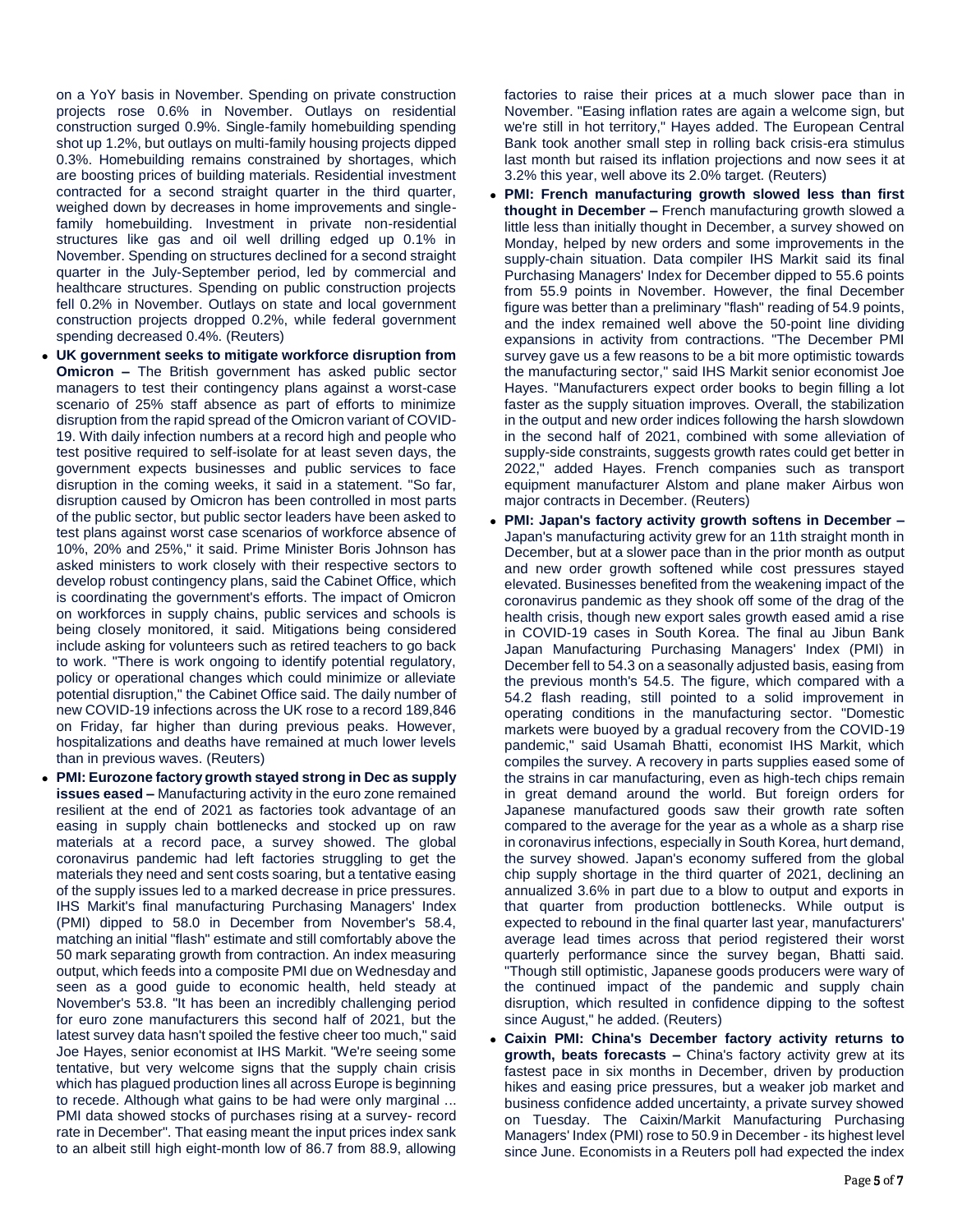on a YoY basis in November. Spending on private construction projects rose 0.6% in November. Outlays on residential construction surged 0.9%. Single-family homebuilding spending shot up 1.2%, but outlays on multi-family housing projects dipped 0.3%. Homebuilding remains constrained by shortages, which are boosting prices of building materials. Residential investment contracted for a second straight quarter in the third quarter, weighed down by decreases in home improvements and single-family homebuilding. Investment in private non-residential structures like gas and oil well drilling edged up 0.1% in November. Spending on structures declined for a second straight quarter in the July-September period, led by commercial and healthcare structures. Spending on public construction projects fell 0.2% in November. Outlays on state and local government construction projects dropped 0.2%, while federal government spending decreased 0.4%. (Reuters)

- **UK government seeks to mitigate workforce disruption from Omicron –** The British government has asked public sector managers to test their contingency plans against a worst-case scenario of 25% staff absence as part of efforts to minimize disruption from the rapid spread of the Omicron variant of COVID-19. With daily infection numbers at a record high and people who test positive required to self-isolate for at least seven days, the government expects businesses and public services to face disruption in the coming weeks, it said in a statement. "So far, disruption caused by Omicron has been controlled in most parts of the public sector, but public sector leaders have been asked to test plans against worst case scenarios of workforce absence of 10%, 20% and 25%," it said. Prime Minister Boris Johnson has asked ministers to work closely with their respective sectors to develop robust contingency plans, said the Cabinet Office, which is coordinating the government's efforts. The impact of Omicron on workforces in supply chains, public services and schools is being closely monitored, it said. Mitigations being considered include asking for volunteers such as retired teachers to go back to work. "There is work ongoing to identify potential regulatory, policy or operational changes which could minimize or alleviate potential disruption," the Cabinet Office said. The daily number of new COVID-19 infections across the UK rose to a record 189,846 on Friday, far higher than during previous peaks. However, hospitalizations and deaths have remained at much lower levels than in previous waves. (Reuters)
- **PMI: Eurozone factory growth stayed strong in Dec as supply issues eased –** Manufacturing activity in the euro zone remained resilient at the end of 2021 as factories took advantage of an easing in supply chain bottlenecks and stocked up on raw materials at a record pace, a survey showed. The global coronavirus pandemic had left factories struggling to get the materials they need and sent costs soaring, but a tentative easing of the supply issues led to a marked decrease in price pressures. IHS Markit's final manufacturing Purchasing Managers' Index (PMI) dipped to 58.0 in December from November's 58.4, matching an initial "flash" estimate and still comfortably above the 50 mark separating growth from contraction. An index measuring output, which feeds into a composite PMI due on Wednesday and seen as a good guide to economic health, held steady at November's 53.8. "It has been an incredibly challenging period for euro zone manufacturers this second half of 2021, but the latest survey data hasn't spoiled the festive cheer too much," said Joe Hayes, senior economist at IHS Markit. "We're seeing some tentative, but very welcome signs that the supply chain crisis which has plagued production lines all across Europe is beginning to recede. Although what gains to be had were only marginal ... PMI data showed stocks of purchases rising at a survey- record rate in December". That easing meant the input prices index sank to an albeit still high eight-month low of 86.7 from 88.9, allowing factories to raise their prices at a much slower pace than in November. "Easing inflation rates are again a welcome sign, but we're still in hot territory," Hayes added. The European Central Bank took another small step in rolling back crisis-era stimulus last month but raised its inflation projections and now sees it at 3.2% this year, well above its 2.0% target. (Reuters)
- **PMI: French manufacturing growth slowed less than first thought in December –** French manufacturing growth slowed a little less than initially thought in December, a survey showed on Monday, helped by new orders and some improvements in the supply-chain situation. Data compiler IHS Markit said its final Purchasing Managers' Index for December dipped to 55.6 points from 55.9 points in November. However, the final December figure was better than a preliminary "flash" reading of 54.9 points, and the index remained well above the 50-point line dividing expansions in activity from contractions. "The December PMI survey gave us a few reasons to be a bit more optimistic towards the manufacturing sector," said IHS Markit senior economist Joe Hayes. "Manufacturers expect order books to begin filling a lot faster as the supply situation improves. Overall, the stabilization in the output and new order indices following the harsh slowdown in the second half of 2021, combined with some alleviation of supply-side constraints, suggests growth rates could get better in 2022," added Hayes. French companies such as transport equipment manufacturer Alstom and plane maker Airbus won major contracts in December. (Reuters)
- **PMI: Japan's factory activity growth softens in December –** Japan's manufacturing activity grew for an 11th straight month in December, but at a slower pace than in the prior month as output and new order growth softened while cost pressures stayed elevated. Businesses benefited from the weakening impact of the coronavirus pandemic as they shook off some of the drag of the health crisis, though new export sales growth eased amid a rise in COVID-19 cases in South Korea. The final au Jibun Bank Japan Manufacturing Purchasing Managers' Index (PMI) in December fell to 54.3 on a seasonally adjusted basis, easing from the previous month's 54.5. The figure, which compared with a 54.2 flash reading, still pointed to a solid improvement in operating conditions in the manufacturing sector. "Domestic markets were buoyed by a gradual recovery from the COVID-19 pandemic," said Usamah Bhatti, economist IHS Markit, which compiles the survey. A recovery in parts supplies eased some of the strains in car manufacturing, even as high-tech chips remain in great demand around the world. But foreign orders for Japanese manufactured goods saw their growth rate soften compared to the average for the year as a whole as a sharp rise in coronavirus infections, especially in South Korea, hurt demand, the survey showed. Japan's economy suffered from the global chip supply shortage in the third quarter of 2021, declining an annualized 3.6% in part due to a blow to output and exports in that quarter from production bottlenecks. While output is expected to rebound in the final quarter last year, manufacturers' average lead times across that period registered their worst quarterly performance since the survey began, Bhatti said. "Though still optimistic, Japanese goods producers were wary of the continued impact of the pandemic and supply chain disruption, which resulted in confidence dipping to the softest since August," he added. (Reuters)
- **Caixin PMI: China's December factory activity returns to growth, beats forecasts –** China's factory activity grew at its fastest pace in six months in December, driven by production hikes and easing price pressures, but a weaker job market and business confidence added uncertainty, a private survey showed on Tuesday. The Caixin/Markit Manufacturing Purchasing Managers' Index (PMI) rose to 50.9 in December - its highest level since June. Economists in a Reuters poll had expected the index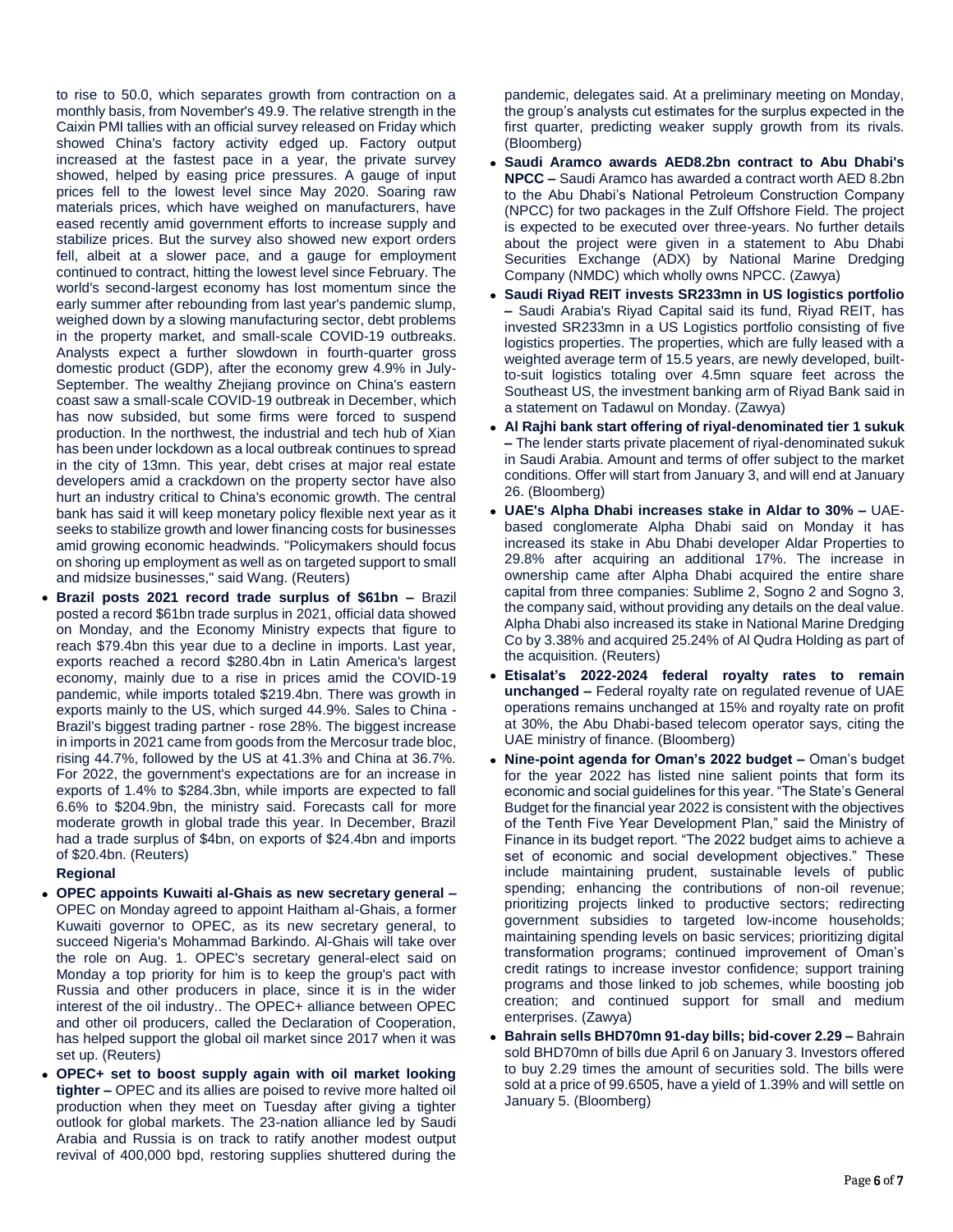to rise to 50.0, which separates growth from contraction on a monthly basis, from November's 49.9. The relative strength in the Caixin PMI tallies with an official survey released on Friday which showed China's factory activity edged up. Factory output increased at the fastest pace in a year, the private survey showed, helped by easing price pressures. A gauge of input prices fell to the lowest level since May 2020. Soaring raw materials prices, which have weighed on manufacturers, have eased recently amid government efforts to increase supply and stabilize prices. But the survey also showed new export orders fell, albeit at a slower pace, and a gauge for employment continued to contract, hitting the lowest level since February. The world's second-largest economy has lost momentum since the early summer after rebounding from last year's pandemic slump, weighed down by a slowing manufacturing sector, debt problems in the property market, and small-scale COVID-19 outbreaks. Analysts expect a further slowdown in fourth-quarter gross domestic product (GDP), after the economy grew 4.9% in July-September. The wealthy Zhejiang province on China's eastern coast saw a small-scale COVID-19 outbreak in December, which has now subsided, but some firms were forced to suspend production. In the northwest, the industrial and tech hub of Xian has been under lockdown as a local outbreak continues to spread in the city of 13mn. This year, debt crises at major real estate developers amid a crackdown on the property sector have also hurt an industry critical to China's economic growth. The central bank has said it will keep monetary policy flexible next year as it seeks to stabilize growth and lower financing costs for businesses amid growing economic headwinds. "Policymakers should focus on shoring up employment as well as on targeted support to small and midsize businesses," said Wang. (Reuters)

- **Brazil posts 2021 record trade surplus of $61bn –** Brazil posted a record $61bn trade surplus in 2021, official data showed on Monday, and the Economy Ministry expects that figure to reach $79.4bn this year due to a decline in imports. Last year, exports reached a record $280.4bn in Latin America's largest economy, mainly due to a rise in prices amid the COVID-19 pandemic, while imports totaled $219.4bn. There was growth in exports mainly to the US, which surged 44.9%. Sales to China - Brazil's biggest trading partner - rose 28%. The biggest increase in imports in 2021 came from goods from the Mercosur trade bloc, rising 44.7%, followed by the US at 41.3% and China at 36.7%. For 2022, the government's expectations are for an increase in exports of 1.4% to $284.3bn, while imports are expected to fall 6.6% to $204.9bn, the ministry said. Forecasts call for more moderate growth in global trade this year. In December, Brazil had a trade surplus of $4bn, on exports of $24.4bn and imports of $20.4bn. (Reuters)

**Regional**

- **OPEC appoints Kuwaiti al-Ghais as new secretary general –** OPEC on Monday agreed to appoint Haitham al-Ghais, a former Kuwaiti governor to OPEC, as its new secretary general, to succeed Nigeria's Mohammad Barkindo. Al-Ghais will take over the role on Aug. 1. OPEC's secretary general-elect said on Monday a top priority for him is to keep the group's pact with Russia and other producers in place, since it is in the wider interest of the oil industry.. The OPEC+ alliance between OPEC and other oil producers, called the Declaration of Cooperation, has helped support the global oil market since 2017 when it was set up. (Reuters)
- **OPEC+ set to boost supply again with oil market looking tighter –** OPEC and its allies are poised to revive more halted oil production when they meet on Tuesday after giving a tighter outlook for global markets. The 23-nation alliance led by Saudi Arabia and Russia is on track to ratify another modest output revival of 400,000 bpd, restoring supplies shuttered during the pandemic, delegates said. At a preliminary meeting on Monday, the group's analysts cut estimates for the surplus expected in the first quarter, predicting weaker supply growth from its rivals. (Bloomberg)
- **Saudi Aramco awards AED8.2bn contract to Abu Dhabi's NPCC –** Saudi Aramco has awarded a contract worth AED 8.2bn to the Abu Dhabi's National Petroleum Construction Company (NPCC) for two packages in the Zulf Offshore Field. The project is expected to be executed over three-years. No further details about the project were given in a statement to Abu Dhabi Securities Exchange (ADX) by National Marine Dredging Company (NMDC) which wholly owns NPCC. (Zawya)
- **Saudi Riyad REIT invests SR233mn in US logistics portfolio –** Saudi Arabia's Riyad Capital said its fund, Riyad REIT, has invested SR233mn in a US Logistics portfolio consisting of five logistics properties. The properties, which are fully leased with a weighted average term of 15.5 years, are newly developed, built-to-suit logistics totaling over 4.5mn square feet across the Southeast US, the investment banking arm of Riyad Bank said in a statement on Tadawul on Monday. (Zawya)
- **Al Rajhi bank start offering of riyal-denominated tier 1 sukuk –** The lender starts private placement of riyal-denominated sukuk in Saudi Arabia. Amount and terms of offer subject to the market conditions. Offer will start from January 3, and will end at January 26. (Bloomberg)
- **UAE's Alpha Dhabi increases stake in Aldar to 30% –** UAE-based conglomerate Alpha Dhabi said on Monday it has increased its stake in Abu Dhabi developer Aldar Properties to 29.8% after acquiring an additional 17%. The increase in ownership came after Alpha Dhabi acquired the entire share capital from three companies: Sublime 2, Sogno 2 and Sogno 3, the company said, without providing any details on the deal value. Alpha Dhabi also increased its stake in National Marine Dredging Co by 3.38% and acquired 25.24% of Al Qudra Holding as part of the acquisition. (Reuters)
- **Etisalat's 2022-2024 federal royalty rates to remain unchanged –** Federal royalty rate on regulated revenue of UAE operations remains unchanged at 15% and royalty rate on profit at 30%, the Abu Dhabi-based telecom operator says, citing the UAE ministry of finance. (Bloomberg)
- **Nine-point agenda for Oman's 2022 budget –** Oman's budget for the year 2022 has listed nine salient points that form its economic and social guidelines for this year. "The State's General Budget for the financial year 2022 is consistent with the objectives of the Tenth Five Year Development Plan," said the Ministry of Finance in its budget report. "The 2022 budget aims to achieve a set of economic and social development objectives." These include maintaining prudent, sustainable levels of public spending; enhancing the contributions of non-oil revenue; prioritizing projects linked to productive sectors; redirecting government subsidies to targeted low-income households; maintaining spending levels on basic services; prioritizing digital transformation programs; continued improvement of Oman's credit ratings to increase investor confidence; support training programs and those linked to job schemes, while boosting job creation; and continued support for small and medium enterprises. (Zawya)
- **Bahrain sells BHD70mn 91-day bills; bid-cover 2.29 –** Bahrain sold BHD70mn of bills due April 6 on January 3. Investors offered to buy 2.29 times the amount of securities sold. The bills were sold at a price of 99.6505, have a yield of 1.39% and will settle on January 5. (Bloomberg)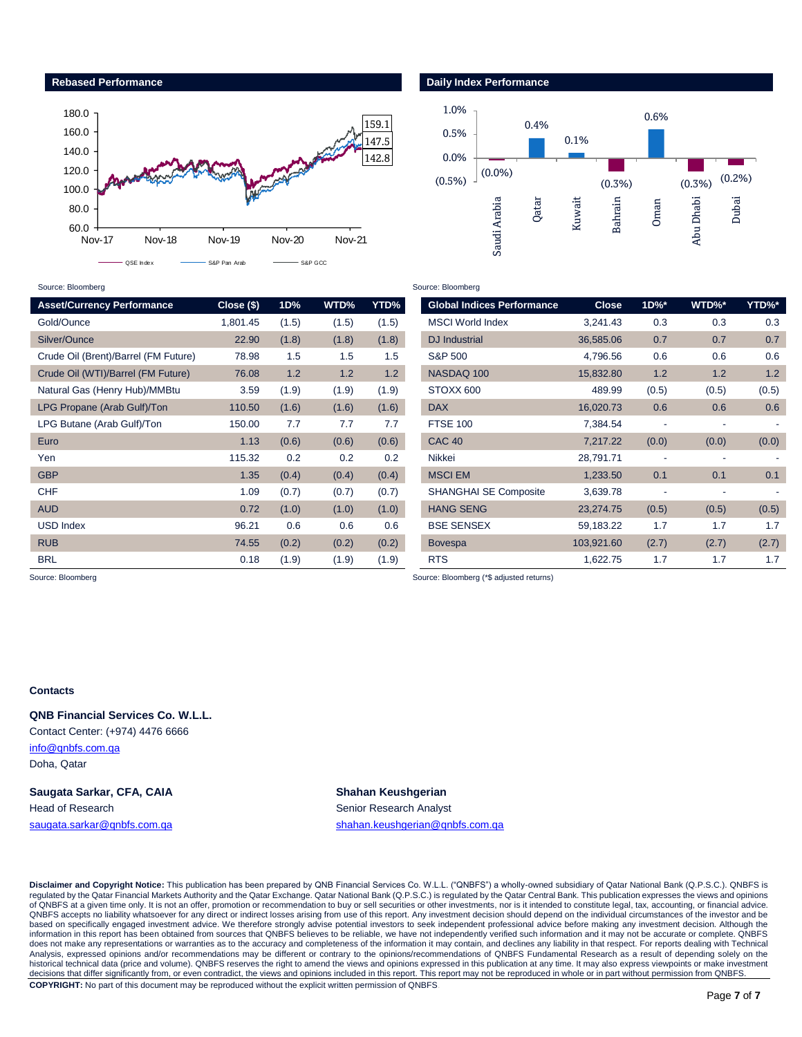**Rebased Performance**

180.0
160.0
140.0
120.0
100.0
80.0
60.0

Nov-17 Nov-18 Nov-19 Nov-20 Nov-21

159.1
147.5
142.8

QSE Index S&P Pan Arab S&P GCC

Source: Bloomberg

**Daily Index Performance**

1.0%
0.5%
0.0%
(0.5%)

(0.0%) 0.4% 0.1% (0.3%) 0.6% (0.3%) (0.2%)

Saudi Arabia Qatar Kuwait Bahrain Oman Abu Dhabi Dubai

Source: Bloomberg

| Asset/Currency Performance | Close ($) | 1D% | WTD% | YTD% |
|---|---|---|---|---|
| Gold/Ounce | 1,801.45 | (1.5) | (1.5) | (1.5) |
| Silver/Ounce | 22.90 | (1.8) | (1.8) | (1.8) |
| Crude Oil (Brent)/Barrel (FM Future) | 78.98 | 1.5 | 1.5 | 1.5 |
| Crude Oil (WTI)/Barrel (FM Future) | 76.08 | 1.2 | 1.2 | 1.2 |
| Natural Gas (Henry Hub)/MMBtu | 3.59 | (1.9) | (1.9) | (1.9) |
| LPG Propane (Arab Gulf)/Ton | 110.50 | (1.6) | (1.6) | (1.6) |
| LPG Butane (Arab Gulf)/Ton | 150.00 | 7.7 | 7.7 | 7.7 |
| Euro | 1.13 | (0.6) | (0.6) | (0.6) |
| Yen | 115.32 | 0.2 | 0.2 | 0.2 |
| GBP | 1.35 | (0.4) | (0.4) | (0.4) |
| CHF | 1.09 | (0.7) | (0.7) | (0.7) |
| AUD | 0.72 | (1.0) | (1.0) | (1.0) |
| USD Index | 96.21 | 0.6 | 0.6 | 0.6 |
| RUB | 74.55 | (0.2) | (0.2) | (0.2) |
| BRL | 0.18 | (1.9) | (1.9) | (1.9) |

Source: Bloomberg

| Global Indices Performance | Close | 1D%* | WTD%* | YTD%* |
|---|---|---|---|---|
| MSCI World Index | 3,241.43 | 0.3 | 0.3 | 0.3 |
| DJ Industrial | 36,585.06 | 0.7 | 0.7 | 0.7 |
| S&P 500 | 4,796.56 | 0.6 | 0.6 | 0.6 |
| NASDAQ 100 | 15,832.80 | 1.2 | 1.2 | 1.2 |
| STOXX 600 | 489.99 | (0.5) | (0.5) | (0.5) |
| DAX | 16,020.73 | 0.6 | 0.6 | 0.6 |
| FTSE 100 | 7,384.54 | - | - | - |
| CAC 40 | 7,217.22 | (0.0) | (0.0) | (0.0) |
| Nikkei | 28,791.71 | - | - | - |
| MSCI EM | 1,233.50 | 0.1 | 0.1 | 0.1 |
| SHANGHAI SE Composite | 3,639.78 | - | - | - |
| HANG SENG | 23,274.75 | (0.5) | (0.5) | (0.5) |
| BSE SENSEX | 59,183.22 | 1.7 | 1.7 | 1.7 |
| Bovespa | 103,921.60 | (2.7) | (2.7) | (2.7) |
| RTS | 1,622.75 | 1.7 | 1.7 | 1.7 |

Source: Bloomberg (*$ adjusted returns)

**Contacts**

**QNB Financial Services Co. W.L.L.**
Contact Center: (+974) 4476 6666
info@qnbfs.com.qa
Doha, Qatar

**Saugata Sarkar, CFA, CAIA**
Head of Research
saugata.sarkar@qnbfs.com.qa

**Shahan Keushgerian**
Senior Research Analyst
shahan.keushgerian@qnbfs.com.qa

**Disclaimer and Copyright Notice:** This publication has been prepared by QNB Financial Services Co. W.L.L. ("QNBFS") a wholly-owned subsidiary of Qatar National Bank (Q.P.S.C.). QNBFS is regulated by the Qatar Financial Markets Authority and the Qatar Exchange. Qatar National Bank (Q.P.S.C.) is regulated by the Qatar Central Bank. This publication expresses the views and opinions of QNBFS at a given time only. It is not an offer, promotion or recommendation to buy or sell securities or other investments, nor is it intended to constitute legal, tax, accounting, or financial advice. QNBFS accepts no liability whatsoever for any direct or indirect losses arising from use of this report. Any investment decision should depend on the individual circumstances of the investor and be based on specifically engaged investment advice. We therefore strongly advise potential investors to seek independent professional advice before making any investment decision. Although the information in this report has been obtained from sources that QNBFS believes to be reliable, we have not independently verified such information and it may not be accurate or complete. QNBFS does not make any representations or warranties as to the accuracy and completeness of the information it may contain, and declines any liability in that respect. For reports dealing with Technical Analysis, expressed opinions and/or recommendations may be different or contrary to the opinions/recommendations of QNBFS Fundamental Research as a result of depending solely on the historical technical data (price and volume). QNBFS reserves the right to amend the views and opinions expressed in this publication at any time. It may also express viewpoints or make investment decisions that differ significantly from, or even contradict, the views and opinions included in this report. This report may not be reproduced in whole or in part without permission from QNBFS.

**COPYRIGHT:** No part of this document may be reproduced without the explicit written permission of QNBFS